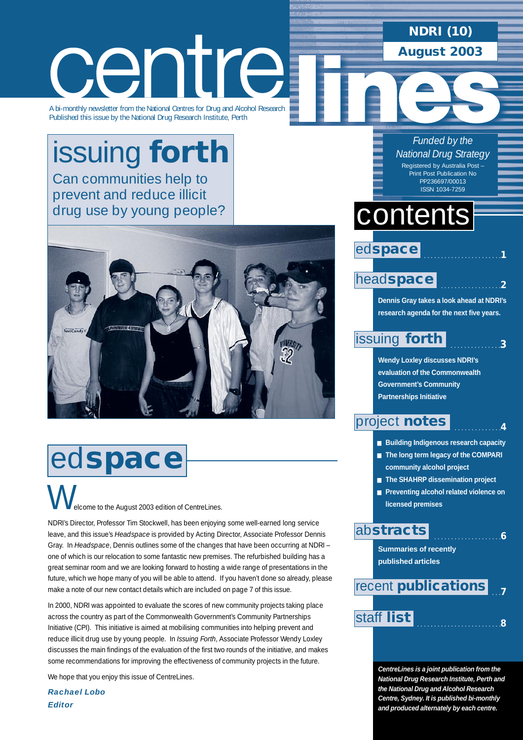# centre lines

A bi-monthly newsletter from the National Centres for Drug and Alcohol Research
Published this issue by the National Drug Research Institute, Perth

**NDRI (10)**
**August 2003**

*Funded by the National Drug Strategy*

Registered by Australia Post – Print Post Publication No PP236697/00013
ISSN 1034-7259

## issuing **forth**

Can communities help to prevent and reduce illicit drug use by young people?

## contents

**ed space** .......... 1

**head space** .......... 2

Dennis Gray takes a look ahead at NDRI's research agenda for the next five years.

**issuing forth** .......... 3

Wendy Loxley discusses NDRI's evaluation of the Commonwealth Government's Community Partnerships Initiative

**project notes** .......... 4

- Building Indigenous research capacity
- The long term legacy of the COMPARI community alcohol project
- The SHAHRP dissemination project
- Preventing alcohol related violence on licensed premises

**abstracts** .......... 6

Summaries of recently published articles

**recent publications** .......... 7

**staff list** .......... 8

*CentreLines is a joint publication from the National Drug Research Institute, Perth and the National Drug and Alcohol Research Centre, Sydney. It is published bi-monthly and produced alternately by each centre.*

## ed**space**

Welcome to the August 2003 edition of CentreLines.

NDRI's Director, Professor Tim Stockwell, has been enjoying some well-earned long service leave, and this issue's *Headspace* is provided by Acting Director, Associate Professor Dennis Gray. In *Headspace*, Dennis outlines some of the changes that have been occurring at NDRI – one of which is our relocation to some fantastic new premises. The refurbished building has a great seminar room and we are looking forward to hosting a wide range of presentations in the future, which we hope many of you will be able to attend. If you haven't done so already, please make a note of our new contact details which are included on page 7 of this issue.

In 2000, NDRI was appointed to evaluate the scores of new community projects taking place across the country as part of the Commonwealth Government's Community Partnerships Initiative (CPI). This initiative is aimed at mobilising communities into helping prevent and reduce illicit drug use by young people. In *Issuing Forth*, Associate Professor Wendy Loxley discusses the main findings of the evaluation of the first two rounds of the initiative, and makes some recommendations for improving the effectiveness of community projects in the future.

We hope that you enjoy this issue of CentreLines.

***Rachael Lobo***
***Editor***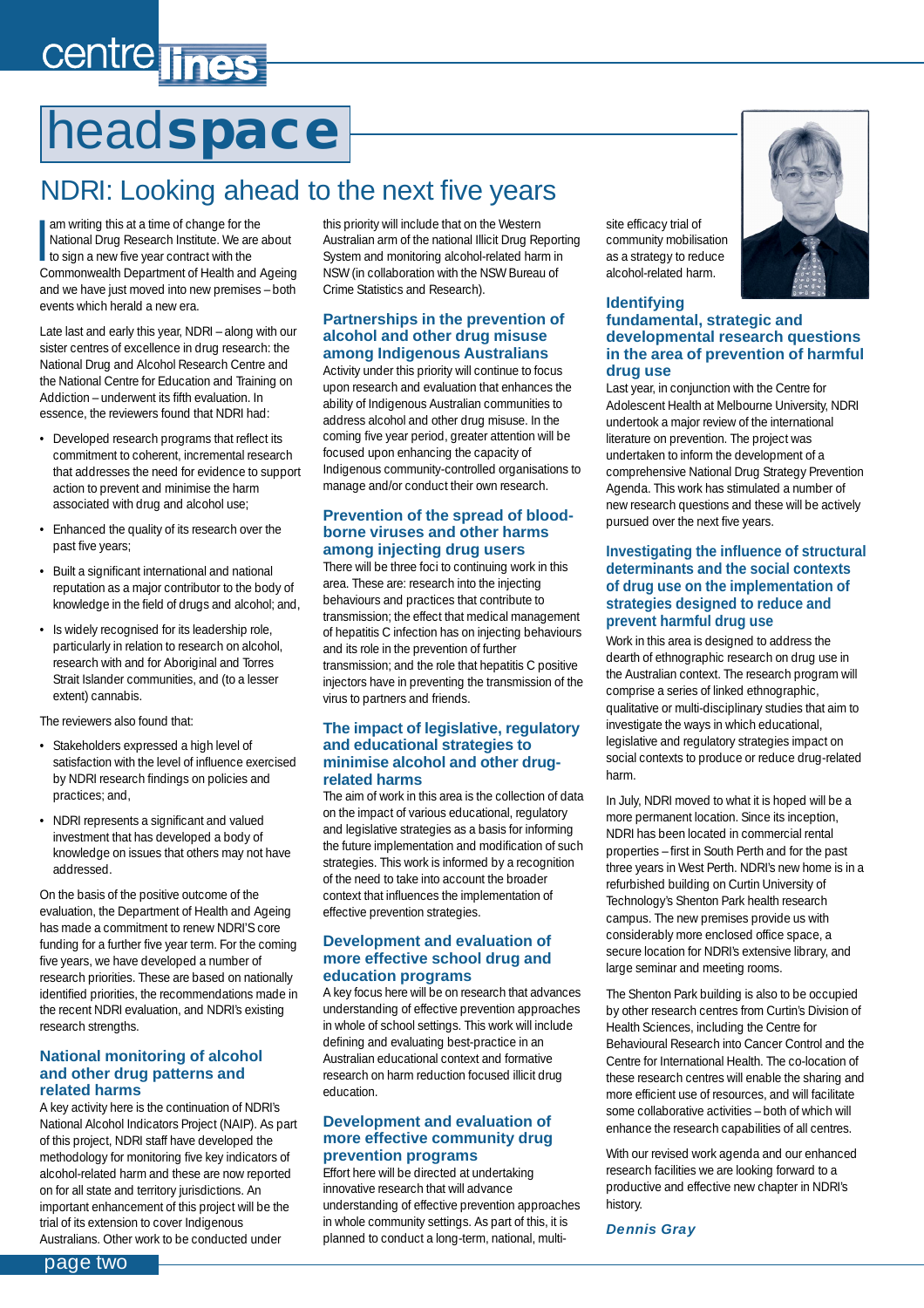# headspace

## NDRI: Looking ahead to the next five years

I am writing this at a time of change for the National Drug Research Institute. We are about to sign a new five year contract with the Commonwealth Department of Health and Ageing and we have just moved into new premises – both events which herald a new era.

Late last and early this year, NDRI – along with our sister centres of excellence in drug research: the National Drug and Alcohol Research Centre and the National Centre for Education and Training on Addiction – underwent its fifth evaluation. In essence, the reviewers found that NDRI had:

- Developed research programs that reflect its commitment to coherent, incremental research that addresses the need for evidence to support action to prevent and minimise the harm associated with drug and alcohol use;
- Enhanced the quality of its research over the past five years;
- Built a significant international and national reputation as a major contributor to the body of knowledge in the field of drugs and alcohol; and,
- Is widely recognised for its leadership role, particularly in relation to research on alcohol, research with and for Aboriginal and Torres Strait Islander communities, and (to a lesser extent) cannabis.

The reviewers also found that:

- Stakeholders expressed a high level of satisfaction with the level of influence exercised by NDRI research findings on policies and practices; and,
- NDRI represents a significant and valued investment that has developed a body of knowledge on issues that others may not have addressed.

On the basis of the positive outcome of the evaluation, the Department of Health and Ageing has made a commitment to renew NDRI'S core funding for a further five year term. For the coming five years, we have developed a number of research priorities. These are based on nationally identified priorities, the recommendations made in the recent NDRI evaluation, and NDRI's existing research strengths.

### National monitoring of alcohol and other drug patterns and related harms

A key activity here is the continuation of NDRI's National Alcohol Indicators Project (NAIP). As part of this project, NDRI staff have developed the methodology for monitoring five key indicators of alcohol-related harm and these are now reported on for all state and territory jurisdictions. An important enhancement of this project will be the trial of its extension to cover Indigenous Australians. Other work to be conducted under this priority will include that on the Western Australian arm of the national Illicit Drug Reporting System and monitoring alcohol-related harm in NSW (in collaboration with the NSW Bureau of Crime Statistics and Research).

### Partnerships in the prevention of alcohol and other drug misuse among Indigenous Australians

Activity under this priority will continue to focus upon research and evaluation that enhances the ability of Indigenous Australian communities to address alcohol and other drug misuse. In the coming five year period, greater attention will be focused upon enhancing the capacity of Indigenous community-controlled organisations to manage and/or conduct their own research.

### Prevention of the spread of blood-borne viruses and other harms among injecting drug users

There will be three foci to continuing work in this area. These are: research into the injecting behaviours and practices that contribute to transmission; the effect that medical management of hepatitis C infection has on injecting behaviours and its role in the prevention of further transmission; and the role that hepatitis C positive injectors have in preventing the transmission of the virus to partners and friends.

### The impact of legislative, regulatory and educational strategies to minimise alcohol and other drug-related harms

The aim of work in this area is the collection of data on the impact of various educational, regulatory and legislative strategies as a basis for informing the future implementation and modification of such strategies. This work is informed by a recognition of the need to take into account the broader context that influences the implementation of effective prevention strategies.

### Development and evaluation of more effective school drug and education programs

A key focus here will be on research that advances understanding of effective prevention approaches in whole of school settings. This work will include defining and evaluating best-practice in an Australian educational context and formative research on harm reduction focused illicit drug education.

### Development and evaluation of more effective community drug prevention programs

Effort here will be directed at undertaking innovative research that will advance understanding of effective prevention approaches in whole community settings. As part of this, it is planned to conduct a long-term, national, multi-site efficacy trial of community mobilisation as a strategy to reduce alcohol-related harm.

### Identifying fundamental, strategic and developmental research questions in the area of prevention of harmful drug use

Last year, in conjunction with the Centre for Adolescent Health at Melbourne University, NDRI undertook a major review of the international literature on prevention. The project was undertaken to inform the development of a comprehensive National Drug Strategy Prevention Agenda. This work has stimulated a number of new research questions and these will be actively pursued over the next five years.

### Investigating the influence of structural determinants and the social contexts of drug use on the implementation of strategies designed to reduce and prevent harmful drug use

Work in this area is designed to address the dearth of ethnographic research on drug use in the Australian context. The research program will comprise a series of linked ethnographic, qualitative or multi-disciplinary studies that aim to investigate the ways in which educational, legislative and regulatory strategies impact on social contexts to produce or reduce drug-related harm.

In July, NDRI moved to what it is hoped will be a more permanent location. Since its inception, NDRI has been located in commercial rental properties – first in South Perth and for the past three years in West Perth. NDRI's new home is in a refurbished building on Curtin University of Technology's Shenton Park health research campus. The new premises provide us with considerably more enclosed office space, a secure location for NDRI's extensive library, and large seminar and meeting rooms.

The Shenton Park building is also to be occupied by other research centres from Curtin's Division of Health Sciences, including the Centre for Behavioural Research into Cancer Control and the Centre for International Health. The co-location of these research centres will enable the sharing and more efficient use of resources, and will facilitate some collaborative activities – both of which will enhance the research capabilities of all centres.

With our revised work agenda and our enhanced research facilities we are looking forward to a productive and effective new chapter in NDRI's history.

***Dennis Gray***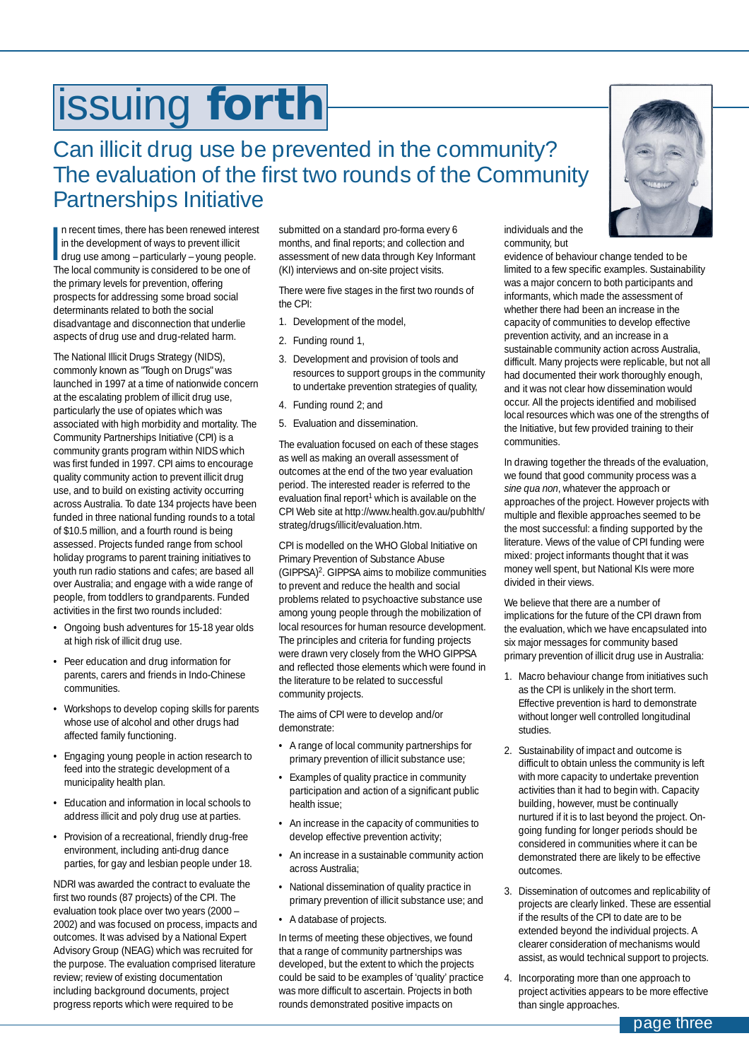# issuing **forth**

## Can illicit drug use be prevented in the community? The evaluation of the first two rounds of the Community Partnerships Initiative

In recent times, there has been renewed interest in the development of ways to prevent illicit drug use among – particularly – young people. The local community is considered to be one of the primary levels for prevention, offering prospects for addressing some broad social determinants related to both the social disadvantage and disconnection that underlie aspects of drug use and drug-related harm.

The National Illicit Drugs Strategy (NIDS), commonly known as "Tough on Drugs" was launched in 1997 at a time of nationwide concern at the escalating problem of illicit drug use, particularly the use of opiates which was associated with high morbidity and mortality. The Community Partnerships Initiative (CPI) is a community grants program within NIDS which was first funded in 1997. CPI aims to encourage quality community action to prevent illicit drug use, and to build on existing activity occurring across Australia. To date 134 projects have been funded in three national funding rounds to a total of $10.5 million, and a fourth round is being assessed. Projects funded range from school holiday programs to parent training initiatives to youth run radio stations and cafes; are based all over Australia; and engage with a wide range of people, from toddlers to grandparents. Funded activities in the first two rounds included:

- Ongoing bush adventures for 15-18 year olds at high risk of illicit drug use.
- Peer education and drug information for parents, carers and friends in Indo-Chinese communities.
- Workshops to develop coping skills for parents whose use of alcohol and other drugs had affected family functioning.
- Engaging young people in action research to feed into the strategic development of a municipality health plan.
- Education and information in local schools to address illicit and poly drug use at parties.
- Provision of a recreational, friendly drug-free environment, including anti-drug dance parties, for gay and lesbian people under 18.

NDRI was awarded the contract to evaluate the first two rounds (87 projects) of the CPI. The evaluation took place over two years (2000 – 2002) and was focused on process, impacts and outcomes. It was advised by a National Expert Advisory Group (NEAG) which was recruited for the purpose. The evaluation comprised literature review; review of existing documentation including background documents, project progress reports which were required to be submitted on a standard pro-forma every 6 months, and final reports; and collection and assessment of new data through Key Informant (KI) interviews and on-site project visits.

There were five stages in the first two rounds of the CPI:

1. Development of the model,
2. Funding round 1,
3. Development and provision of tools and resources to support groups in the community to undertake prevention strategies of quality,
4. Funding round 2; and
5. Evaluation and dissemination.

The evaluation focused on each of these stages as well as making an overall assessment of outcomes at the end of the two year evaluation period. The interested reader is referred to the evaluation final report[1] which is available on the CPI Web site at http://www.health.gov.au/pubhlth/strateg/drugs/illicit/evaluation.htm.

CPI is modelled on the WHO Global Initiative on Primary Prevention of Substance Abuse (GIPPSA)[2]. GIPPSA aims to mobilize communities to prevent and reduce the health and social problems related to psychoactive substance use among young people through the mobilization of local resources for human resource development. The principles and criteria for funding projects were drawn very closely from the WHO GIPPSA and reflected those elements which were found in the literature to be related to successful community projects.

The aims of CPI were to develop and/or demonstrate:

- A range of local community partnerships for primary prevention of illicit substance use;
- Examples of quality practice in community participation and action of a significant public health issue;
- An increase in the capacity of communities to develop effective prevention activity;
- An increase in a sustainable community action across Australia;
- National dissemination of quality practice in primary prevention of illicit substance use; and
- A database of projects.

In terms of meeting these objectives, we found that a range of community partnerships was developed, but the extent to which the projects could be said to be examples of 'quality' practice was more difficult to ascertain. Projects in both rounds demonstrated positive impacts on individuals and the community, but evidence of behaviour change tended to be limited to a few specific examples. Sustainability was a major concern to both participants and informants, which made the assessment of whether there had been an increase in the capacity of communities to develop effective prevention activity, and an increase in a sustainable community action across Australia, difficult. Many projects were replicable, but not all had documented their work thoroughly enough, and it was not clear how dissemination would occur. All the projects identified and mobilised local resources which was one of the strengths of the Initiative, but few provided training to their communities.

In drawing together the threads of the evaluation, we found that good community process was a *sine qua non*, whatever the approach or approaches of the project. However projects with multiple and flexible approaches seemed to be the most successful: a finding supported by the literature. Views of the value of CPI funding were mixed: project informants thought that it was money well spent, but National KIs were more divided in their views.

We believe that there are a number of implications for the future of the CPI drawn from the evaluation, which we have encapsulated into six major messages for community based primary prevention of illicit drug use in Australia:

1. Macro behaviour change from initiatives such as the CPI is unlikely in the short term. Effective prevention is hard to demonstrate without longer well controlled longitudinal studies.
2. Sustainability of impact and outcome is difficult to obtain unless the community is left with more capacity to undertake prevention activities than it had to begin with. Capacity building, however, must be continually nurtured if it is to last beyond the project. On-going funding for longer periods should be considered in communities where it can be demonstrated there are likely to be effective outcomes.
3. Dissemination of outcomes and replicability of projects are clearly linked. These are essential if the results of the CPI to date are to be extended beyond the individual projects. A clearer consideration of mechanisms would assist, as would technical support to projects.
4. Incorporating more than one approach to project activities appears to be more effective than single approaches.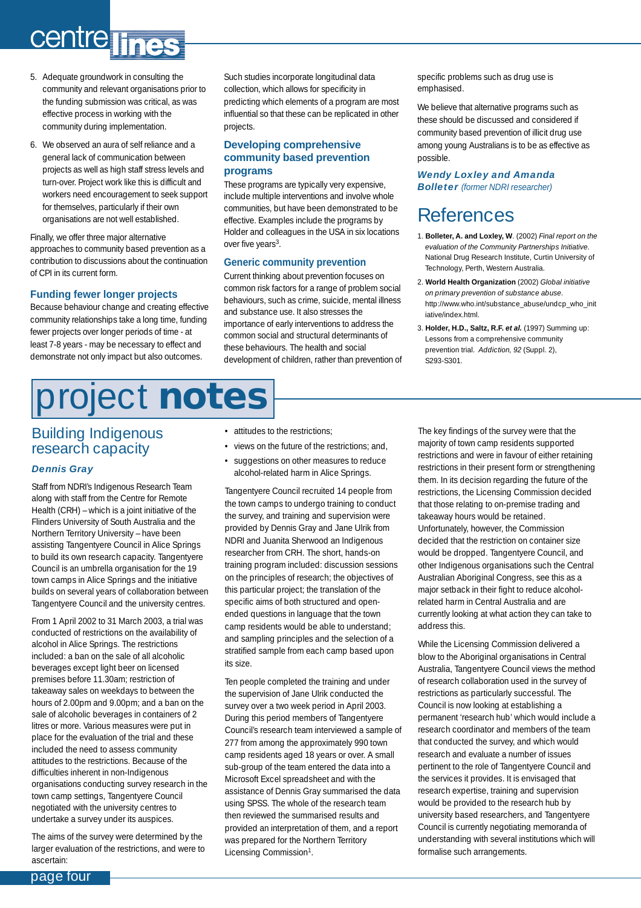5. Adequate groundwork in consulting the community and relevant organisations prior to the funding submission was critical, as was effective process in working with the community during implementation.

6. We observed an aura of self reliance and a general lack of communication between projects as well as high staff stress levels and turn-over. Project work like this is difficult and workers need encouragement to seek support for themselves, particularly if their own organisations are not well established.

Finally, we offer three major alternative approaches to community based prevention as a contribution to discussions about the continuation of CPI in its current form.

### Funding fewer longer projects

Because behaviour change and creating effective community relationships take a long time, funding fewer projects over longer periods of time - at least 7-8 years - may be necessary to effect and demonstrate not only impact but also outcomes. Such studies incorporate longitudinal data collection, which allows for specificity in predicting which elements of a program are most influential so that these can be replicated in other projects.

### Developing comprehensive community based prevention programs

These programs are typically very expensive, include multiple interventions and involve whole communities, but have been demonstrated to be effective. Examples include the programs by Holder and colleagues in the USA in six locations over five years[3].

### Generic community prevention

Current thinking about prevention focuses on common risk factors for a range of problem social behaviours, such as crime, suicide, mental illness and substance use. It also stresses the importance of early interventions to address the common social and structural determinants of these behaviours. The health and social development of children, rather than prevention of specific problems such as drug use is emphasised.

We believe that alternative programs such as these should be discussed and considered if community based prevention of illicit drug use among young Australians is to be as effective as possible.

***Wendy Loxley and Amanda Bolleter*** *(former NDRI researcher)*

## References

1. **Bolleter, A. and Loxley, W**. (2002) *Final report on the evaluation of the Community Partnerships Initiative.* National Drug Research Institute, Curtin University of Technology, Perth, Western Australia.
2. **World Health Organization** (2002) *Global initiative on primary prevention of substance abuse.* http://www.who.int/substance_abuse/undcp_who_initiative/index.html.
3. **Holder, H.D., Saltz, R.F. *et al.*** (1997) Summing up: Lessons from a comprehensive community prevention trial. *Addiction, 92* (Suppl. 2), S293-S301.

# project notes

## Building Indigenous research capacity

***Dennis Gray***

Staff from NDRI's Indigenous Research Team along with staff from the Centre for Remote Health (CRH) – which is a joint initiative of the Flinders University of South Australia and the Northern Territory University – have been assisting Tangentyere Council in Alice Springs to build its own research capacity. Tangentyere Council is an umbrella organisation for the 19 town camps in Alice Springs and the initiative builds on several years of collaboration between Tangentyere Council and the university centres.

From 1 April 2002 to 31 March 2003, a trial was conducted of restrictions on the availability of alcohol in Alice Springs. The restrictions included: a ban on the sale of all alcoholic beverages except light beer on licensed premises before 11.30am; restriction of takeaway sales on weekdays to between the hours of 2.00pm and 9.00pm; and a ban on the sale of alcoholic beverages in containers of 2 litres or more. Various measures were put in place for the evaluation of the trial and these included the need to assess community attitudes to the restrictions. Because of the difficulties inherent in non-Indigenous organisations conducting survey research in the town camp settings, Tangentyere Council negotiated with the university centres to undertake a survey under its auspices.

The aims of the survey were determined by the larger evaluation of the restrictions, and were to ascertain:

- attitudes to the restrictions;
- views on the future of the restrictions; and,
- suggestions on other measures to reduce alcohol-related harm in Alice Springs.

Tangentyere Council recruited 14 people from the town camps to undergo training to conduct the survey, and training and supervision were provided by Dennis Gray and Jane Ulrik from NDRI and Juanita Sherwood an Indigenous researcher from CRH. The short, hands-on training program included: discussion sessions on the principles of research; the objectives of this particular project; the translation of the specific aims of both structured and open-ended questions in language that the town camp residents would be able to understand; and sampling principles and the selection of a stratified sample from each camp based upon its size.

Ten people completed the training and under the supervision of Jane Ulrik conducted the survey over a two week period in April 2003. During this period members of Tangentyere Council's research team interviewed a sample of 277 from among the approximately 990 town camp residents aged 18 years or over. A small sub-group of the team entered the data into a Microsoft Excel spreadsheet and with the assistance of Dennis Gray summarised the data using SPSS. The whole of the research team then reviewed the summarised results and provided an interpretation of them, and a report was prepared for the Northern Territory Licensing Commission[1].

The key findings of the survey were that the majority of town camp residents supported restrictions and were in favour of either retaining restrictions in their present form or strengthening them. In its decision regarding the future of the restrictions, the Licensing Commission decided that those relating to on-premise trading and takeaway hours would be retained. Unfortunately, however, the Commission decided that the restriction on container size would be dropped. Tangentyere Council, and other Indigenous organisations such the Central Australian Aboriginal Congress, see this as a major setback in their fight to reduce alcohol-related harm in Central Australia and are currently looking at what action they can take to address this.

While the Licensing Commission delivered a blow to the Aboriginal organisations in Central Australia, Tangentyere Council views the method of research collaboration used in the survey of restrictions as particularly successful. The Council is now looking at establishing a permanent 'research hub' which would include a research coordinator and members of the team that conducted the survey, and which would research and evaluate a number of issues pertinent to the role of Tangentyere Council and the services it provides. It is envisaged that research expertise, training and supervision would be provided to the research hub by university based researchers, and Tangentyere Council is currently negotiating memoranda of understanding with several institutions which will formalise such arrangements.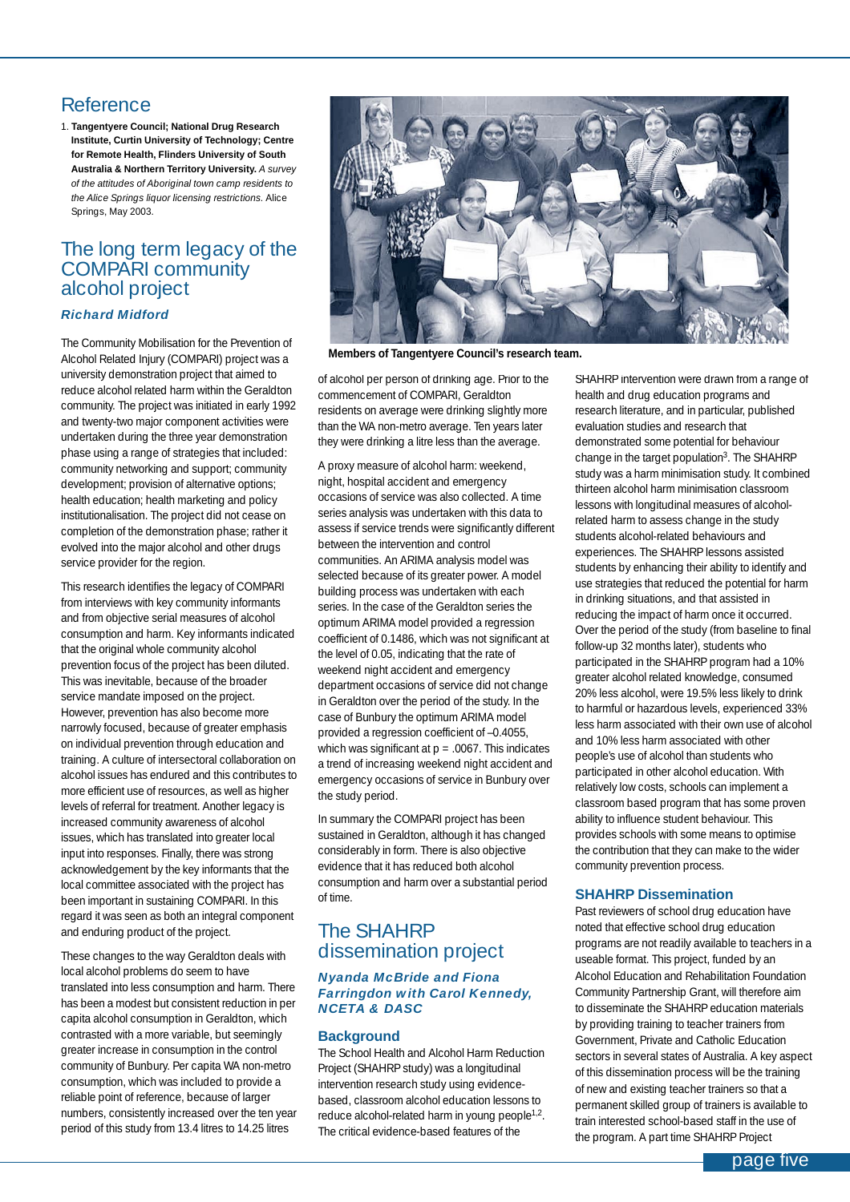## Reference

1. **Tangentyere Council; National Drug Research Institute, Curtin University of Technology; Centre for Remote Health, Flinders University of South Australia & Northern Territory University.** *A survey of the attitudes of Aboriginal town camp residents to the Alice Springs liquor licensing restrictions.* Alice Springs, May 2003.

**Members of Tangentyere Council's research team.**

## The long term legacy of the COMPARI community alcohol project

***Richard Midford***

The Community Mobilisation for the Prevention of Alcohol Related Injury (COMPARI) project was a university demonstration project that aimed to reduce alcohol related harm within the Geraldton community. The project was initiated in early 1992 and twenty-two major component activities were undertaken during the three year demonstration phase using a range of strategies that included: community networking and support; community development; provision of alternative options; health education; health marketing and policy institutionalisation. The project did not cease on completion of the demonstration phase; rather it evolved into the major alcohol and other drugs service provider for the region.

This research identifies the legacy of COMPARI from interviews with key community informants and from objective serial measures of alcohol consumption and harm. Key informants indicated that the original whole community alcohol prevention focus of the project has been diluted. This was inevitable, because of the broader service mandate imposed on the project. However, prevention has also become more narrowly focused, because of greater emphasis on individual prevention through education and training. A culture of intersectoral collaboration on alcohol issues has endured and this contributes to more efficient use of resources, as well as higher levels of referral for treatment. Another legacy is increased community awareness of alcohol issues, which has translated into greater local input into responses. Finally, there was strong acknowledgement by the key informants that the local committee associated with the project has been important in sustaining COMPARI. In this regard it was seen as both an integral component and enduring product of the project.

These changes to the way Geraldton deals with local alcohol problems do seem to have translated into less consumption and harm. There has been a modest but consistent reduction in per capita alcohol consumption in Geraldton, which contrasted with a more variable, but seemingly greater increase in consumption in the control community of Bunbury. Per capita WA non-metro consumption, which was included to provide a reliable point of reference, because of larger numbers, consistently increased over the ten year period of this study from 13.4 litres to 14.25 litres of alcohol per person of drinking age. Prior to the commencement of COMPARI, Geraldton residents on average were drinking slightly more than the WA non-metro average. Ten years later they were drinking a litre less than the average.

A proxy measure of alcohol harm: weekend, night, hospital accident and emergency occasions of service was also collected. A time series analysis was undertaken with this data to assess if service trends were significantly different between the intervention and control communities. An ARIMA analysis model was selected because of its greater power. A model building process was undertaken with each series. In the case of the Geraldton series the optimum ARIMA model provided a regression coefficient of 0.1486, which was not significant at the level of 0.05, indicating that the rate of weekend night accident and emergency department occasions of service did not change in Geraldton over the period of the study. In the case of Bunbury the optimum ARIMA model provided a regression coefficient of –0.4055, which was significant at $p = .0067$. This indicates a trend of increasing weekend night accident and emergency occasions of service in Bunbury over the study period.

In summary the COMPARI project has been sustained in Geraldton, although it has changed considerably in form. There is also objective evidence that it has reduced both alcohol consumption and harm over a substantial period of time.

## The SHAHRP dissemination project

***Nyanda McBride and Fiona Farringdon with Carol Kennedy, NCETA & DASC***

### Background

The School Health and Alcohol Harm Reduction Project (SHAHRP study) was a longitudinal intervention research study using evidence-based, classroom alcohol education lessons to reduce alcohol-related harm in young people[1,2]. The critical evidence-based features of the SHAHRP intervention were drawn from a range of health and drug education programs and research literature, and in particular, published evaluation studies and research that demonstrated some potential for behaviour change in the target population[3]. The SHAHRP study was a harm minimisation study. It combined thirteen alcohol harm minimisation classroom lessons with longitudinal measures of alcohol-related harm to assess change in the study students alcohol-related behaviours and experiences. The SHAHRP lessons assisted students by enhancing their ability to identify and use strategies that reduced the potential for harm in drinking situations, and that assisted in reducing the impact of harm once it occurred. Over the period of the study (from baseline to final follow-up 32 months later), students who participated in the SHAHRP program had a 10% greater alcohol related knowledge, consumed 20% less alcohol, were 19.5% less likely to drink to harmful or hazardous levels, experienced 33% less harm associated with their own use of alcohol and 10% less harm associated with other people's use of alcohol than students who participated in other alcohol education. With relatively low costs, schools can implement a classroom based program that has some proven ability to influence student behaviour. This provides schools with some means to optimise the contribution that they can make to the wider community prevention process.

### SHAHRP Dissemination

Past reviewers of school drug education have noted that effective school drug education programs are not readily available to teachers in a useable format. This project, funded by an Alcohol Education and Rehabilitation Foundation Community Partnership Grant, will therefore aim to disseminate the SHAHRP education materials by providing training to teacher trainers from Government, Private and Catholic Education sectors in several states of Australia. A key aspect of this dissemination process will be the training of new and existing teacher trainers so that a permanent skilled group of trainers is available to train interested school-based staff in the use of the program. A part time SHAHRP Project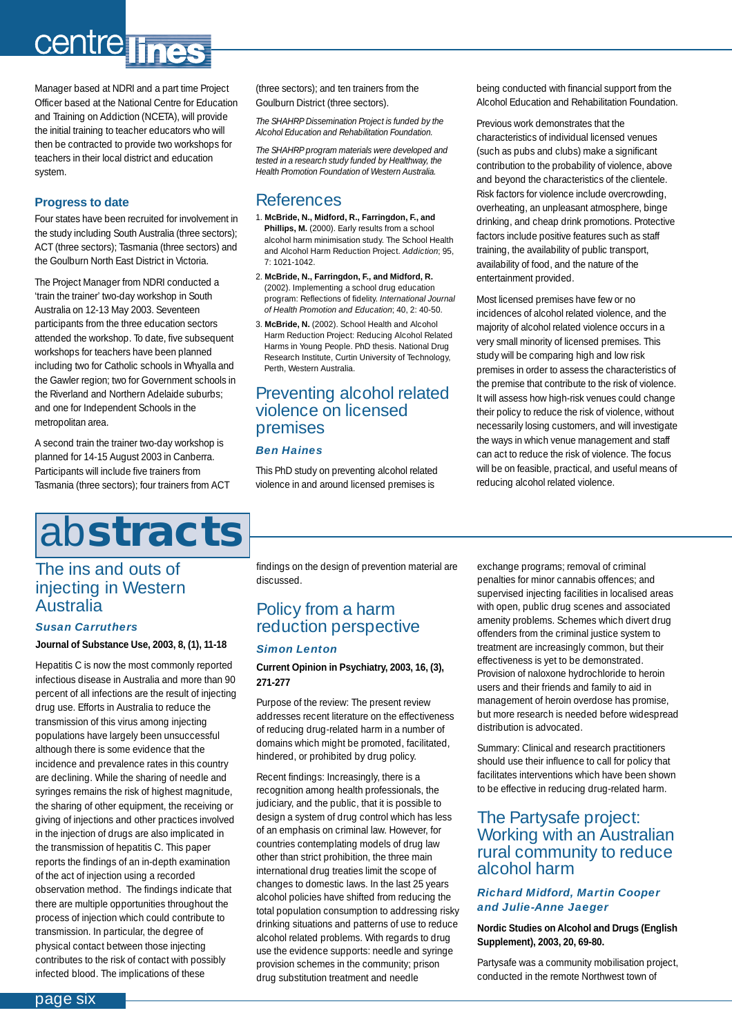Manager based at NDRI and a part time Project Officer based at the National Centre for Education and Training on Addiction (NCETA), will provide the initial training to teacher educators who will then be contracted to provide two workshops for teachers in their local district and education system.

### Progress to date

Four states have been recruited for involvement in the study including South Australia (three sectors); ACT (three sectors); Tasmania (three sectors) and the Goulburn North East District in Victoria.

The Project Manager from NDRI conducted a 'train the trainer' two-day workshop in South Australia on 12-13 May 2003. Seventeen participants from the three education sectors attended the workshop. To date, five subsequent workshops for teachers have been planned including two for Catholic schools in Whyalla and the Gawler region; two for Government schools in the Riverland and Northern Adelaide suburbs; and one for Independent Schools in the metropolitan area.

A second train the trainer two-day workshop is planned for 14-15 August 2003 in Canberra. Participants will include five trainers from Tasmania (three sectors); four trainers from ACT (three sectors); and ten trainers from the Goulburn District (three sectors).

*The SHAHRP Dissemination Project is funded by the Alcohol Education and Rehabilitation Foundation.*

*The SHAHRP program materials were developed and tested in a research study funded by Healthway, the Health Promotion Foundation of Western Australia.*

## References

1. **McBride, N., Midford, R., Farringdon, F., and Phillips, M.** (2000). Early results from a school alcohol harm minimisation study. The School Health and Alcohol Harm Reduction Project. *Addiction*; 95, 7: 1021-1042.
2. **McBride, N., Farringdon, F., and Midford, R.** (2002). Implementing a school drug education program: Reflections of fidelity. *International Journal of Health Promotion and Education*; 40, 2: 40-50.
3. **McBride, N.** (2002). School Health and Alcohol Harm Reduction Project: Reducing Alcohol Related Harms in Young People. PhD thesis. National Drug Research Institute, Curtin University of Technology, Perth, Western Australia.

## Preventing alcohol related violence on licensed premises

***Ben Haines***

This PhD study on preventing alcohol related violence in and around licensed premises is being conducted with financial support from the Alcohol Education and Rehabilitation Foundation.

Previous work demonstrates that the characteristics of individual licensed venues (such as pubs and clubs) make a significant contribution to the probability of violence, above and beyond the characteristics of the clientele. Risk factors for violence include overcrowding, overheating, an unpleasant atmosphere, binge drinking, and cheap drink promotions. Protective factors include positive features such as staff training, the availability of public transport, availability of food, and the nature of the entertainment provided.

Most licensed premises have few or no incidences of alcohol related violence, and the majority of alcohol related violence occurs in a very small minority of licensed premises. This study will be comparing high and low risk premises in order to assess the characteristics of the premise that contribute to the risk of violence. It will assess how high-risk venues could change their policy to reduce the risk of violence, without necessarily losing customers, and will investigate the ways in which venue management and staff can act to reduce the risk of violence. The focus will be on feasible, practical, and useful means of reducing alcohol related violence.

# abstracts

## The ins and outs of injecting in Western Australia

***Susan Carruthers***

**Journal of Substance Use, 2003, 8, (1), 11-18**

Hepatitis C is now the most commonly reported infectious disease in Australia and more than 90 percent of all infections are the result of injecting drug use. Efforts in Australia to reduce the transmission of this virus among injecting populations have largely been unsuccessful although there is some evidence that the incidence and prevalence rates in this country are declining. While the sharing of needle and syringes remains the risk of highest magnitude, the sharing of other equipment, the receiving or giving of injections and other practices involved in the injection of drugs are also implicated in the transmission of hepatitis C. This paper reports the findings of an in-depth examination of the act of injection using a recorded observation method. The findings indicate that there are multiple opportunities throughout the process of injection which could contribute to transmission. In particular, the degree of physical contact between those injecting contributes to the risk of contact with possibly infected blood. The implications of these findings on the design of prevention material are discussed.

## Policy from a harm reduction perspective

***Simon Lenton***

**Current Opinion in Psychiatry, 2003, 16, (3), 271-277**

Purpose of the review: The present review addresses recent literature on the effectiveness of reducing drug-related harm in a number of domains which might be promoted, facilitated, hindered, or prohibited by drug policy.

Recent findings: Increasingly, there is a recognition among health professionals, the judiciary, and the public, that it is possible to design a system of drug control which has less of an emphasis on criminal law. However, for countries contemplating models of drug law other than strict prohibition, the three main international drug treaties limit the scope of changes to domestic laws. In the last 25 years alcohol policies have shifted from reducing the total population consumption to addressing risky drinking situations and patterns of use to reduce alcohol related problems. With regards to drug use the evidence supports: needle and syringe provision schemes in the community; prison drug substitution treatment and needle exchange programs; removal of criminal penalties for minor cannabis offences; and supervised injecting facilities in localised areas with open, public drug scenes and associated amenity problems. Schemes which divert drug offenders from the criminal justice system to treatment are increasingly common, but their effectiveness is yet to be demonstrated. Provision of naloxone hydrochloride to heroin users and their friends and family to aid in management of heroin overdose has promise, but more research is needed before widespread distribution is advocated.

Summary: Clinical and research practitioners should use their influence to call for policy that facilitates interventions which have been shown to be effective in reducing drug-related harm.

## The Partysafe project: Working with an Australian rural community to reduce alcohol harm

***Richard Midford, Martin Cooper and Julie-Anne Jaeger***

**Nordic Studies on Alcohol and Drugs (English Supplement), 2003, 20, 69-80.**

Partysafe was a community mobilisation project, conducted in the remote Northwest town of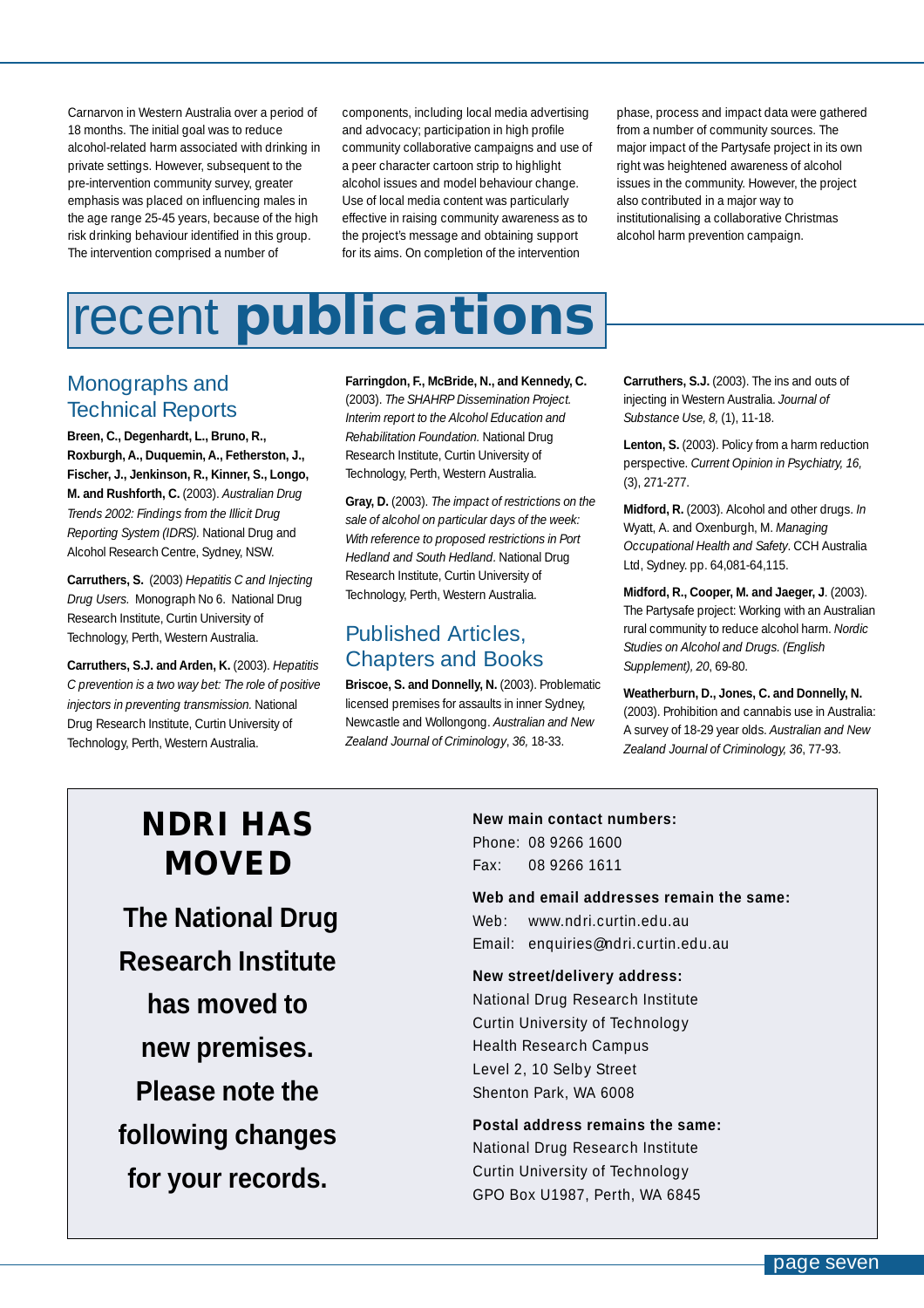Carnarvon in Western Australia over a period of 18 months. The initial goal was to reduce alcohol-related harm associated with drinking in private settings. However, subsequent to the pre-intervention community survey, greater emphasis was placed on influencing males in the age range 25-45 years, because of the high risk drinking behaviour identified in this group. The intervention comprised a number of components, including local media advertising and advocacy; participation in high profile community collaborative campaigns and use of a peer character cartoon strip to highlight alcohol issues and model behaviour change. Use of local media content was particularly effective in raising community awareness as to the project's message and obtaining support for its aims. On completion of the intervention phase, process and impact data were gathered from a number of community sources. The major impact of the Partysafe project in its own right was heightened awareness of alcohol issues in the community. However, the project also contributed in a major way to institutionalising a collaborative Christmas alcohol harm prevention campaign.

# recent **publications**

## Monographs and Technical Reports

**Breen, C., Degenhardt, L., Bruno, R., Roxburgh, A., Duquemin, A., Fetherston, J., Fischer, J., Jenkinson, R., Kinner, S., Longo, M. and Rushforth, C.** (2003). *Australian Drug Trends 2002: Findings from the Illicit Drug Reporting System (IDRS).* National Drug and Alcohol Research Centre, Sydney, NSW.

**Carruthers, S.** (2003) *Hepatitis C and Injecting Drug Users.* Monograph No 6. National Drug Research Institute, Curtin University of Technology, Perth, Western Australia.

**Carruthers, S.J. and Arden, K.** (2003). *Hepatitis C prevention is a two way bet: The role of positive injectors in preventing transmission.* National Drug Research Institute, Curtin University of Technology, Perth, Western Australia.

**Farringdon, F., McBride, N., and Kennedy, C.** (2003). *The SHAHRP Dissemination Project. Interim report to the Alcohol Education and Rehabilitation Foundation.* National Drug Research Institute, Curtin University of Technology, Perth, Western Australia.

**Gray, D.** (2003). *The impact of restrictions on the sale of alcohol on particular days of the week: With reference to proposed restrictions in Port Hedland and South Hedland.* National Drug Research Institute, Curtin University of Technology, Perth, Western Australia.

## Published Articles, Chapters and Books

**Briscoe, S. and Donnelly, N.** (2003). Problematic licensed premises for assaults in inner Sydney, Newcastle and Wollongong. *Australian and New Zealand Journal of Criminology*, *36,* 18-33.

**Carruthers, S.J.** (2003). The ins and outs of injecting in Western Australia. *Journal of Substance Use, 8,* (1), 11-18.

**Lenton, S.** (2003). Policy from a harm reduction perspective. *Current Opinion in Psychiatry, 16,* (3), 271-277.

**Midford, R.** (2003). Alcohol and other drugs. *In* Wyatt, A. and Oxenburgh, M. *Managing Occupational Health and Safety*. CCH Australia Ltd, Sydney. pp. 64,081-64,115.

**Midford, R., Cooper, M. and Jaeger, J**. (2003). The Partysafe project: Working with an Australian rural community to reduce alcohol harm. *Nordic Studies on Alcohol and Drugs. (English Supplement), 20*, 69-80.

**Weatherburn, D., Jones, C. and Donnelly, N.** (2003). Prohibition and cannabis use in Australia: A survey of 18-29 year olds. *Australian and New Zealand Journal of Criminology, 36*, 77-93.

## NDRI HAS MOVED

**The National Drug Research Institute has moved to new premises. Please note the following changes for your records.**

**New main contact numbers:**
Phone: 08 9266 1600
Fax: 08 9266 1611

**Web and email addresses remain the same:**
Web: www.ndri.curtin.edu.au
Email: enquiries@ndri.curtin.edu.au

**New street/delivery address:**
National Drug Research Institute
Curtin University of Technology
Health Research Campus
Level 2, 10 Selby Street
Shenton Park, WA 6008

**Postal address remains the same:**
National Drug Research Institute
Curtin University of Technology
GPO Box U1987, Perth, WA 6845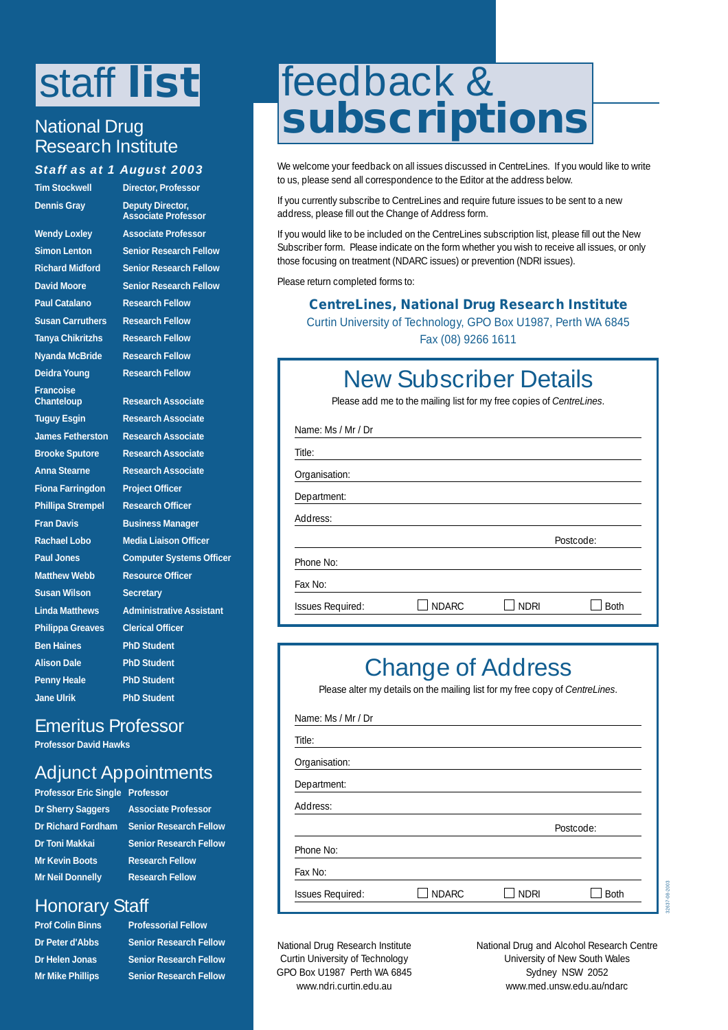# staff list

## National Drug Research Institute

### *Staff as at 1 August 2003*

| | |
|---|---|
| **Tim Stockwell** | **Director, Professor** |
| **Dennis Gray** | **Deputy Director, Associate Professor** |
| **Wendy Loxley** | **Associate Professor** |
| **Simon Lenton** | **Senior Research Fellow** |
| **Richard Midford** | **Senior Research Fellow** |
| **David Moore** | **Senior Research Fellow** |
| **Paul Catalano** | **Research Fellow** |
| **Susan Carruthers** | **Research Fellow** |
| **Tanya Chikritzhs** | **Research Fellow** |
| **Nyanda McBride** | **Research Fellow** |
| **Deidra Young** | **Research Fellow** |
| **Francoise Chanteloup** | **Research Associate** |
| **Tuguy Esgin** | **Research Associate** |
| **James Fetherston** | **Research Associate** |
| **Brooke Sputore** | **Research Associate** |
| **Anna Stearne** | **Research Associate** |
| **Fiona Farringdon** | **Project Officer** |
| **Phillipa Strempel** | **Research Officer** |
| **Fran Davis** | **Business Manager** |
| **Rachael Lobo** | **Media Liaison Officer** |
| **Paul Jones** | **Computer Systems Officer** |
| **Matthew Webb** | **Resource Officer** |
| **Susan Wilson** | **Secretary** |
| **Linda Matthews** | **Administrative Assistant** |
| **Philippa Greaves** | **Clerical Officer** |
| **Ben Haines** | **PhD Student** |
| **Alison Dale** | **PhD Student** |
| **Penny Heale** | **PhD Student** |
| **Jane Ulrik** | **PhD Student** |

## Emeritus Professor

**Professor David Hawks**

## Adjunct Appointments

| | |
|---|---|
| **Professor Eric Single** | **Professor** |
| **Dr Sherry Saggers** | **Associate Professor** |
| **Dr Richard Fordham** | **Senior Research Fellow** |
| **Dr Toni Makkai** | **Senior Research Fellow** |
| **Mr Kevin Boots** | **Research Fellow** |
| **Mr Neil Donnelly** | **Research Fellow** |

## Honorary Staff

| | |
|---|---|
| **Prof Colin Binns** | **Professorial Fellow** |
| **Dr Peter d'Abbs** | **Senior Research Fellow** |
| **Dr Helen Jonas** | **Senior Research Fellow** |
| **Mr Mike Phillips** | **Senior Research Fellow** |

# feedback & subscriptions

We welcome your feedback on all issues discussed in CentreLines. If you would like to write to us, please send all correspondence to the Editor at the address below.

If you currently subscribe to CentreLines and require future issues to be sent to a new address, please fill out the Change of Address form.

If you would like to be included on the CentreLines subscription list, please fill out the New Subscriber form. Please indicate on the form whether you wish to receive all issues, or only those focusing on treatment (NDARC issues) or prevention (NDRI issues).

Please return completed forms to:

**CentreLines, National Drug Research Institute**
Curtin University of Technology, GPO Box U1987, Perth WA 6845
Fax (08) 9266 1611

## New Subscriber Details

Please add me to the mailing list for my free copies of *CentreLines*.

Name: Ms / Mr / Dr

Title:

Organisation:

Department:

Address:

Postcode:

Phone No:

Fax No:

Issues Required: ☐ NDARC ☐ NDRI ☐ Both

## Change of Address

Please alter my details on the mailing list for my free copy of *CentreLines*.

Name: Ms / Mr / Dr

Title:

Organisation:

Department:

Address:

Postcode:

Phone No:

Fax No:

Issues Required: ☐ NDARC ☐ NDRI ☐ Both

National Drug Research Institute
Curtin University of Technology
GPO Box U1987 Perth WA 6845
www.ndri.curtin.edu.au

National Drug and Alcohol Research Centre
University of New South Wales
Sydney NSW 2052
www.med.unsw.edu.au/ndarc

32637-08-2003